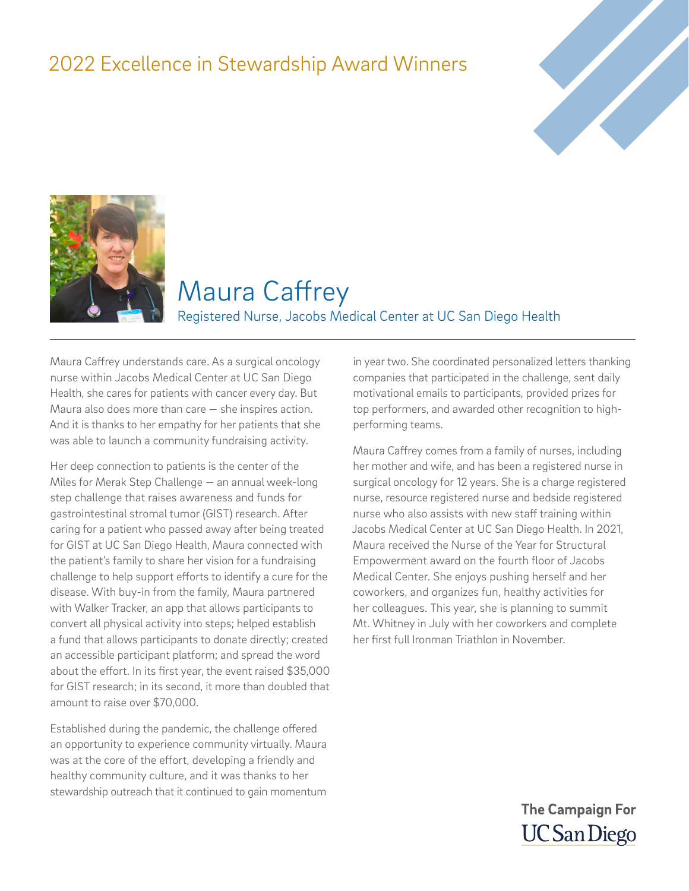# 2022 Excellence in Stewardship Award Winners

## Maura Caffrey

Registered Nurse, Jacobs Medical Center at UC San Diego Health

Maura Caffrey understands care. As a surgical oncology nurse within Jacobs Medical Center at UC San Diego Health, she cares for patients with cancer every day. But Maura also does more than care — she inspires action. And it is thanks to her empathy for her patients that she was able to launch a community fundraising activity.

Her deep connection to patients is the center of the Miles for Merak Step Challenge — an annual week-long step challenge that raises awareness and funds for gastrointestinal stromal tumor (GIST) research. After caring for a patient who passed away after being treated for GIST at UC San Diego Health, Maura connected with the patient's family to share her vision for a fundraising challenge to help support efforts to identify a cure for the disease. With buy-in from the family, Maura partnered with Walker Tracker, an app that allows participants to convert all physical activity into steps; helped establish a fund that allows participants to donate directly; created an accessible participant platform; and spread the word about the effort. In its first year, the event raised $35,000 for GIST research; in its second, it more than doubled that amount to raise over $70,000.

Established during the pandemic, the challenge offered an opportunity to experience community virtually. Maura was at the core of the effort, developing a friendly and healthy community culture, and it was thanks to her stewardship outreach that it continued to gain momentum in year two. She coordinated personalized letters thanking companies that participated in the challenge, sent daily motivational emails to participants, provided prizes for top performers, and awarded other recognition to high-performing teams.

Maura Caffrey comes from a family of nurses, including her mother and wife, and has been a registered nurse in surgical oncology for 12 years. She is a charge registered nurse, resource registered nurse and bedside registered nurse who also assists with new staff training within Jacobs Medical Center at UC San Diego Health. In 2021, Maura received the Nurse of the Year for Structural Empowerment award on the fourth floor of Jacobs Medical Center. She enjoys pushing herself and her coworkers, and organizes fun, healthy activities for her colleagues. This year, she is planning to summit Mt. Whitney in July with her coworkers and complete her first full Ironman Triathlon in November.

The Campaign For UC San Diego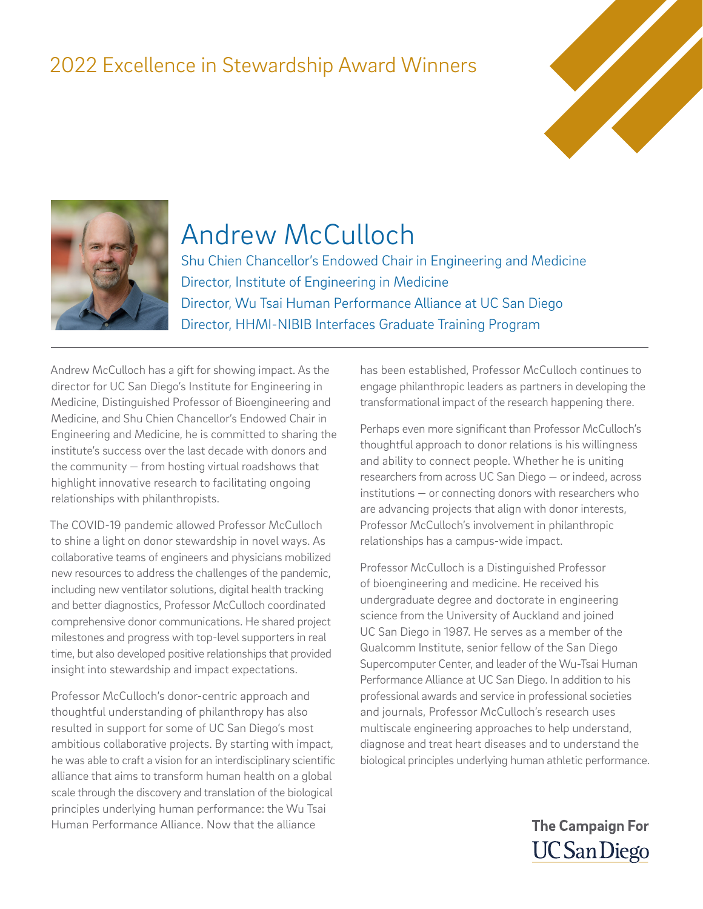## 2022 Excellence in Stewardship Award Winners

# Andrew McCulloch

Shu Chien Chancellor's Endowed Chair in Engineering and Medicine
Director, Institute of Engineering in Medicine
Director, Wu Tsai Human Performance Alliance at UC San Diego
Director, HHMI-NIBIB Interfaces Graduate Training Program

---

Andrew McCulloch has a gift for showing impact. As the director for UC San Diego's Institute for Engineering in Medicine, Distinguished Professor of Bioengineering and Medicine, and Shu Chien Chancellor's Endowed Chair in Engineering and Medicine, he is committed to sharing the institute's success over the last decade with donors and the community — from hosting virtual roadshows that highlight innovative research to facilitating ongoing relationships with philanthropists.

The COVID-19 pandemic allowed Professor McCulloch to shine a light on donor stewardship in novel ways. As collaborative teams of engineers and physicians mobilized new resources to address the challenges of the pandemic, including new ventilator solutions, digital health tracking and better diagnostics, Professor McCulloch coordinated comprehensive donor communications. He shared project milestones and progress with top-level supporters in real time, but also developed positive relationships that provided insight into stewardship and impact expectations.

Professor McCulloch's donor-centric approach and thoughtful understanding of philanthropy has also resulted in support for some of UC San Diego's most ambitious collaborative projects. By starting with impact, he was able to craft a vision for an interdisciplinary scientific alliance that aims to transform human health on a global scale through the discovery and translation of the biological principles underlying human performance: the Wu Tsai Human Performance Alliance. Now that the alliance has been established, Professor McCulloch continues to engage philanthropic leaders as partners in developing the transformational impact of the research happening there.

Perhaps even more significant than Professor McCulloch's thoughtful approach to donor relations is his willingness and ability to connect people. Whether he is uniting researchers from across UC San Diego — or indeed, across institutions — or connecting donors with researchers who are advancing projects that align with donor interests, Professor McCulloch's involvement in philanthropic relationships has a campus-wide impact.

Professor McCulloch is a Distinguished Professor of bioengineering and medicine. He received his undergraduate degree and doctorate in engineering science from the University of Auckland and joined UC San Diego in 1987. He serves as a member of the Qualcomm Institute, senior fellow of the San Diego Supercomputer Center, and leader of the Wu-Tsai Human Performance Alliance at UC San Diego. In addition to his professional awards and service in professional societies and journals, Professor McCulloch's research uses multiscale engineering approaches to help understand, diagnose and treat heart diseases and to understand the biological principles underlying human athletic performance.

**The Campaign For**
**UC San Diego**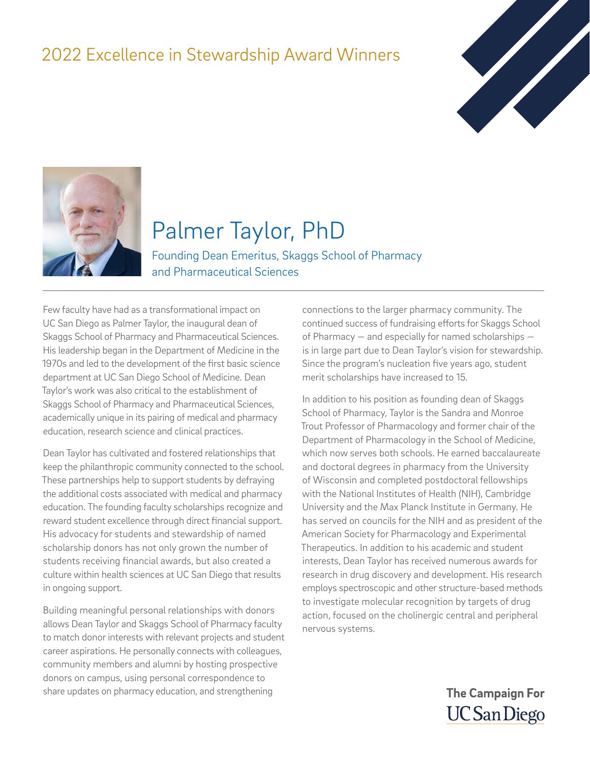## 2022 Excellence in Stewardship Award Winners

# Palmer Taylor, PhD

Founding Dean Emeritus, Skaggs School of Pharmacy and Pharmaceutical Sciences

Few faculty have had as a transformational impact on UC San Diego as Palmer Taylor, the inaugural dean of Skaggs School of Pharmacy and Pharmaceutical Sciences. His leadership began in the Department of Medicine in the 1970s and led to the development of the first basic science department at UC San Diego School of Medicine. Dean Taylor's work was also critical to the establishment of Skaggs School of Pharmacy and Pharmaceutical Sciences, academically unique in its pairing of medical and pharmacy education, research science and clinical practices.

Dean Taylor has cultivated and fostered relationships that keep the philanthropic community connected to the school. These partnerships help to support students by defraying the additional costs associated with medical and pharmacy education. The founding faculty scholarships recognize and reward student excellence through direct financial support. His advocacy for students and stewardship of named scholarship donors has not only grown the number of students receiving financial awards, but also created a culture within health sciences at UC San Diego that results in ongoing support.

Building meaningful personal relationships with donors allows Dean Taylor and Skaggs School of Pharmacy faculty to match donor interests with relevant projects and student career aspirations. He personally connects with colleagues, community members and alumni by hosting prospective donors on campus, using personal correspondence to share updates on pharmacy education, and strengthening connections to the larger pharmacy community. The continued success of fundraising efforts for Skaggs School of Pharmacy — and especially for named scholarships — is in large part due to Dean Taylor's vision for stewardship. Since the program's nucleation five years ago, student merit scholarships have increased to 15.

In addition to his position as founding dean of Skaggs School of Pharmacy, Taylor is the Sandra and Monroe Trout Professor of Pharmacology and former chair of the Department of Pharmacology in the School of Medicine, which now serves both schools. He earned baccalaureate and doctoral degrees in pharmacy from the University of Wisconsin and completed postdoctoral fellowships with the National Institutes of Health (NIH), Cambridge University and the Max Planck Institute in Germany. He has served on councils for the NIH and as president of the American Society for Pharmacology and Experimental Therapeutics. In addition to his academic and student interests, Dean Taylor has received numerous awards for research in drug discovery and development. His research employs spectroscopic and other structure-based methods to investigate molecular recognition by targets of drug action, focused on the cholinergic central and peripheral nervous systems.

The Campaign For
UC San Diego